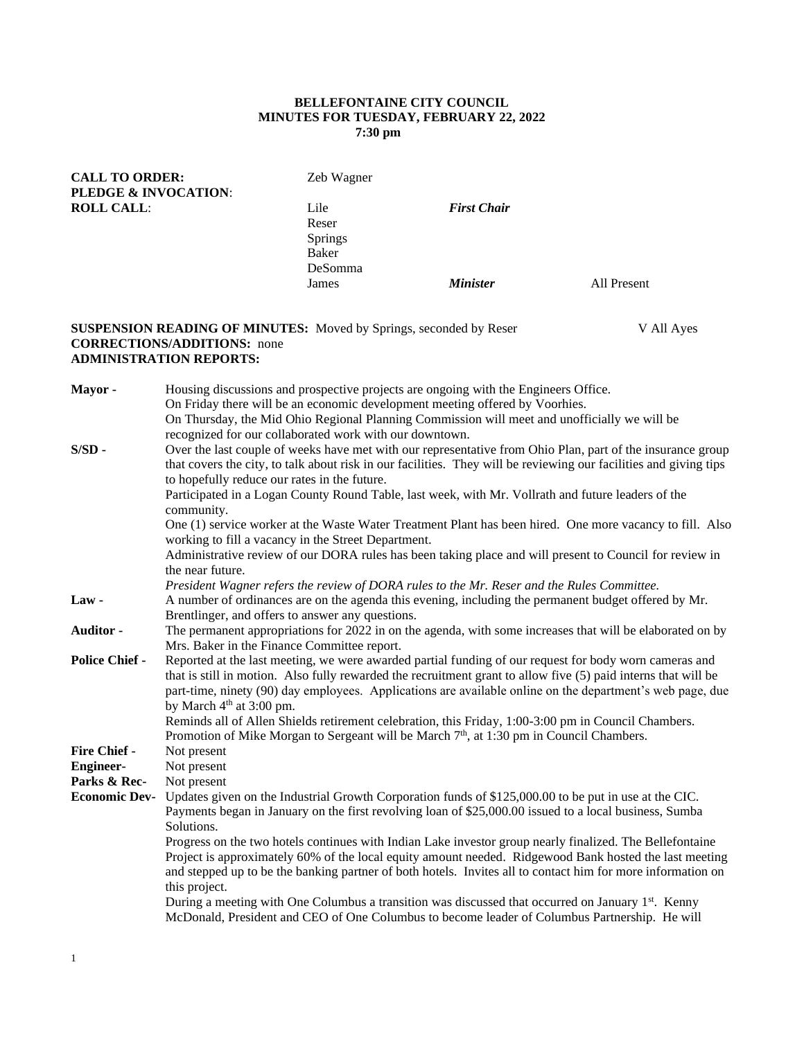**BELLEFONTAINE CITY COUNCIL**
**MINUTES FOR TUESDAY, FEBRUARY 22, 2022**
**7:30 pm**

**CALL TO ORDER:** Zeb Wagner
**PLEDGE & INVOCATION**:
**ROLL CALL**:

| | | |
|---|---|---|
| Lile | ***First Chair*** | |
| Reser | | |
| Springs | | |
| Baker | | |
| DeSomma | | |
| James | ***Minister*** | All Present |

**SUSPENSION READING OF MINUTES:** Moved by Springs, seconded by Reser — V All Ayes
**CORRECTIONS/ADDITIONS:** none
**ADMINISTRATION REPORTS:**

**Mayor -** Housing discussions and prospective projects are ongoing with the Engineers Office.
On Friday there will be an economic development meeting offered by Voorhies.
On Thursday, the Mid Ohio Regional Planning Commission will meet and unofficially we will be recognized for our collaborated work with our downtown.

**S/SD -** Over the last couple of weeks have met with our representative from Ohio Plan, part of the insurance group that covers the city, to talk about risk in our facilities. They will be reviewing our facilities and giving tips to hopefully reduce our rates in the future.
Participated in a Logan County Round Table, last week, with Mr. Vollrath and future leaders of the community.
One (1) service worker at the Waste Water Treatment Plant has been hired. One more vacancy to fill. Also working to fill a vacancy in the Street Department.
Administrative review of our DORA rules has been taking place and will present to Council for review in the near future.
*President Wagner refers the review of DORA rules to the Mr. Reser and the Rules Committee.*

**Law -** A number of ordinances are on the agenda this evening, including the permanent budget offered by Mr. Brentlinger, and offers to answer any questions.

**Auditor -** The permanent appropriations for 2022 in on the agenda, with some increases that will be elaborated on by Mrs. Baker in the Finance Committee report.

**Police Chief -** Reported at the last meeting, we were awarded partial funding of our request for body worn cameras and that is still in motion. Also fully rewarded the recruitment grant to allow five (5) paid interns that will be part-time, ninety (90) day employees. Applications are available online on the department's web page, due by March 4th at 3:00 pm.
Reminds all of Allen Shields retirement celebration, this Friday, 1:00-3:00 pm in Council Chambers.
Promotion of Mike Morgan to Sergeant will be March 7th, at 1:30 pm in Council Chambers.

**Fire Chief -** Not present

**Engineer-** Not present

**Parks & Rec-** Not present

**Economic Dev-** Updates given on the Industrial Growth Corporation funds of $125,000.00 to be put in use at the CIC.
Payments began in January on the first revolving loan of $25,000.00 issued to a local business, Sumba Solutions.
Progress on the two hotels continues with Indian Lake investor group nearly finalized. The Bellefontaine Project is approximately 60% of the local equity amount needed. Ridgewood Bank hosted the last meeting and stepped up to be the banking partner of both hotels. Invites all to contact him for more information on this project.
During a meeting with One Columbus a transition was discussed that occurred on January 1st. Kenny McDonald, President and CEO of One Columbus to become leader of Columbus Partnership. He will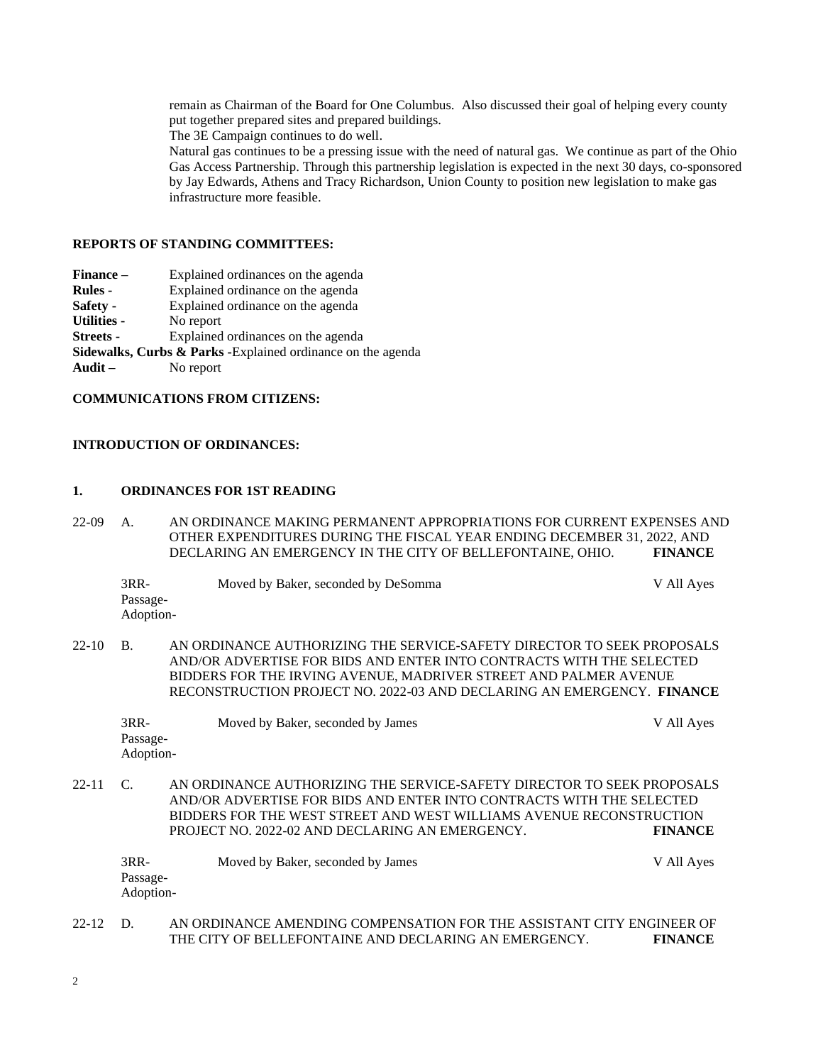remain as Chairman of the Board for One Columbus. Also discussed their goal of helping every county put together prepared sites and prepared buildings.
The 3E Campaign continues to do well.
Natural gas continues to be a pressing issue with the need of natural gas. We continue as part of the Ohio Gas Access Partnership. Through this partnership legislation is expected in the next 30 days, co-sponsored by Jay Edwards, Athens and Tracy Richardson, Union County to position new legislation to make gas infrastructure more feasible.

**REPORTS OF STANDING COMMITTEES:**

**Finance –** Explained ordinances on the agenda
**Rules -** Explained ordinance on the agenda
**Safety -** Explained ordinance on the agenda
**Utilities -** No report
**Streets -** Explained ordinances on the agenda
**Sidewalks, Curbs & Parks** -Explained ordinance on the agenda
**Audit –** No report

**COMMUNICATIONS FROM CITIZENS:**

**INTRODUCTION OF ORDINANCES:**

**1. ORDINANCES FOR 1ST READING**

22-09 A. AN ORDINANCE MAKING PERMANENT APPROPRIATIONS FOR CURRENT EXPENSES AND OTHER EXPENDITURES DURING THE FISCAL YEAR ENDING DECEMBER 31, 2022, AND DECLARING AN EMERGENCY IN THE CITY OF BELLEFONTAINE, OHIO. **FINANCE**

3RR- Moved by Baker, seconded by DeSomma V All Ayes
Passage-
Adoption-

22-10 B. AN ORDINANCE AUTHORIZING THE SERVICE-SAFETY DIRECTOR TO SEEK PROPOSALS AND/OR ADVERTISE FOR BIDS AND ENTER INTO CONTRACTS WITH THE SELECTED BIDDERS FOR THE IRVING AVENUE, MADRIVER STREET AND PALMER AVENUE RECONSTRUCTION PROJECT NO. 2022-03 AND DECLARING AN EMERGENCY. **FINANCE**

3RR- Moved by Baker, seconded by James V All Ayes
Passage-
Adoption-

22-11 C. AN ORDINANCE AUTHORIZING THE SERVICE-SAFETY DIRECTOR TO SEEK PROPOSALS AND/OR ADVERTISE FOR BIDS AND ENTER INTO CONTRACTS WITH THE SELECTED BIDDERS FOR THE WEST STREET AND WEST WILLIAMS AVENUE RECONSTRUCTION PROJECT NO. 2022-02 AND DECLARING AN EMERGENCY. **FINANCE**

3RR- Moved by Baker, seconded by James V All Ayes
Passage-
Adoption-

22-12 D. AN ORDINANCE AMENDING COMPENSATION FOR THE ASSISTANT CITY ENGINEER OF THE CITY OF BELLEFONTAINE AND DECLARING AN EMERGENCY. **FINANCE**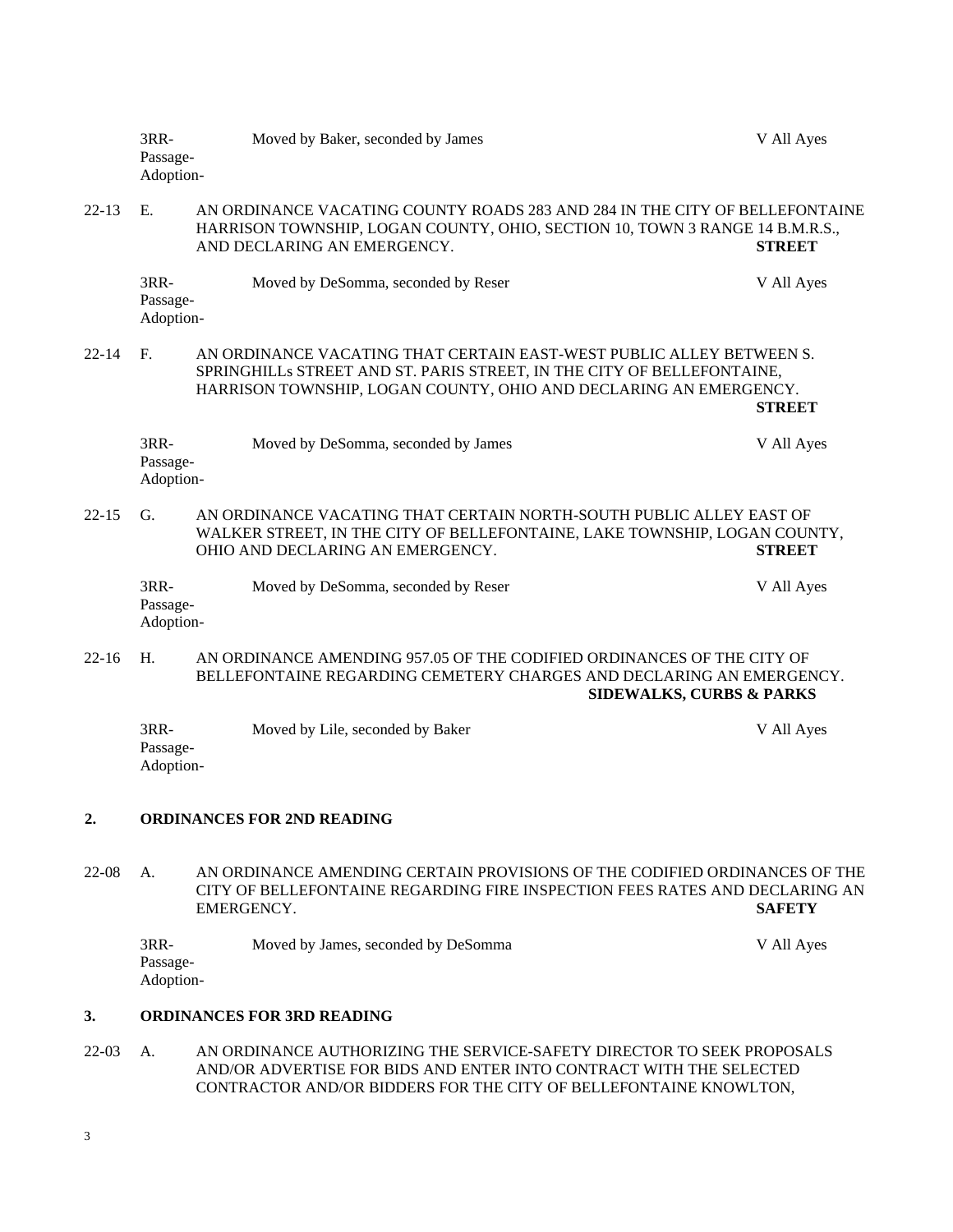3RR-
Passage-
Adoption-

Moved by Baker, seconded by James — V All Ayes

22-13 E. AN ORDINANCE VACATING COUNTY ROADS 283 AND 284 IN THE CITY OF BELLEFONTAINE HARRISON TOWNSHIP, LOGAN COUNTY, OHIO, SECTION 10, TOWN 3 RANGE 14 B.M.R.S., AND DECLARING AN EMERGENCY. **STREET**

3RR-
Passage-
Adoption-

Moved by DeSomma, seconded by Reser — V All Ayes

22-14 F. AN ORDINANCE VACATING THAT CERTAIN EAST-WEST PUBLIC ALLEY BETWEEN S. SPRINGHILLs STREET AND ST. PARIS STREET, IN THE CITY OF BELLEFONTAINE, HARRISON TOWNSHIP, LOGAN COUNTY, OHIO AND DECLARING AN EMERGENCY. **STREET**

3RR-
Passage-
Adoption-

Moved by DeSomma, seconded by James — V All Ayes

22-15 G. AN ORDINANCE VACATING THAT CERTAIN NORTH-SOUTH PUBLIC ALLEY EAST OF WALKER STREET, IN THE CITY OF BELLEFONTAINE, LAKE TOWNSHIP, LOGAN COUNTY, OHIO AND DECLARING AN EMERGENCY. **STREET**

3RR-
Passage-
Adoption-

Moved by DeSomma, seconded by Reser — V All Ayes

22-16 H. AN ORDINANCE AMENDING 957.05 OF THE CODIFIED ORDINANCES OF THE CITY OF BELLEFONTAINE REGARDING CEMETERY CHARGES AND DECLARING AN EMERGENCY. **SIDEWALKS, CURBS & PARKS**

3RR-
Passage-
Adoption-

Moved by Lile, seconded by Baker — V All Ayes

## 2. ORDINANCES FOR 2ND READING

22-08 A. AN ORDINANCE AMENDING CERTAIN PROVISIONS OF THE CODIFIED ORDINANCES OF THE CITY OF BELLEFONTAINE REGARDING FIRE INSPECTION FEES RATES AND DECLARING AN EMERGENCY. **SAFETY**

3RR-
Passage-
Adoption-

Moved by James, seconded by DeSomma — V All Ayes

## 3. ORDINANCES FOR 3RD READING

22-03 A. AN ORDINANCE AUTHORIZING THE SERVICE-SAFETY DIRECTOR TO SEEK PROPOSALS AND/OR ADVERTISE FOR BIDS AND ENTER INTO CONTRACT WITH THE SELECTED CONTRACTOR AND/OR BIDDERS FOR THE CITY OF BELLEFONTAINE KNOWLTON,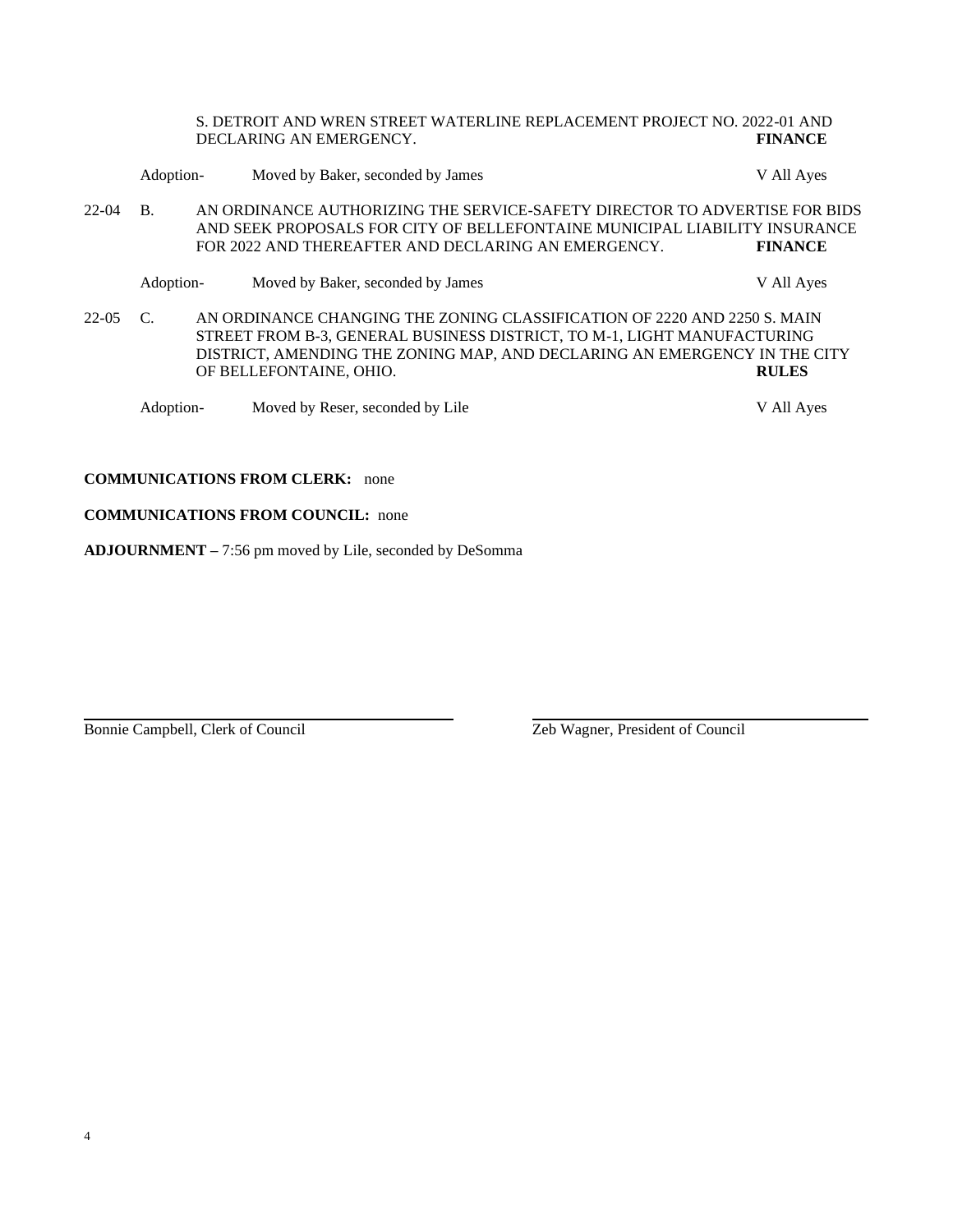S. DETROIT AND WREN STREET WATERLINE REPLACEMENT PROJECT NO. 2022-01 AND DECLARING AN EMERGENCY. **FINANCE**

Adoption- Moved by Baker, seconded by James V All Ayes

22-04 B. AN ORDINANCE AUTHORIZING THE SERVICE-SAFETY DIRECTOR TO ADVERTISE FOR BIDS AND SEEK PROPOSALS FOR CITY OF BELLEFONTAINE MUNICIPAL LIABILITY INSURANCE FOR 2022 AND THEREAFTER AND DECLARING AN EMERGENCY. **FINANCE**

Adoption- Moved by Baker, seconded by James V All Ayes

22-05 C. AN ORDINANCE CHANGING THE ZONING CLASSIFICATION OF 2220 AND 2250 S. MAIN STREET FROM B-3, GENERAL BUSINESS DISTRICT, TO M-1, LIGHT MANUFACTURING DISTRICT, AMENDING THE ZONING MAP, AND DECLARING AN EMERGENCY IN THE CITY OF BELLEFONTAINE, OHIO. **RULES**

Adoption- Moved by Reser, seconded by Lile V All Ayes

**COMMUNICATIONS FROM CLERK:** none

**COMMUNICATIONS FROM COUNCIL:** none

**ADJOURNMENT –** 7:56 pm moved by Lile, seconded by DeSomma

Bonnie Campbell, Clerk of Council

Zeb Wagner, President of Council